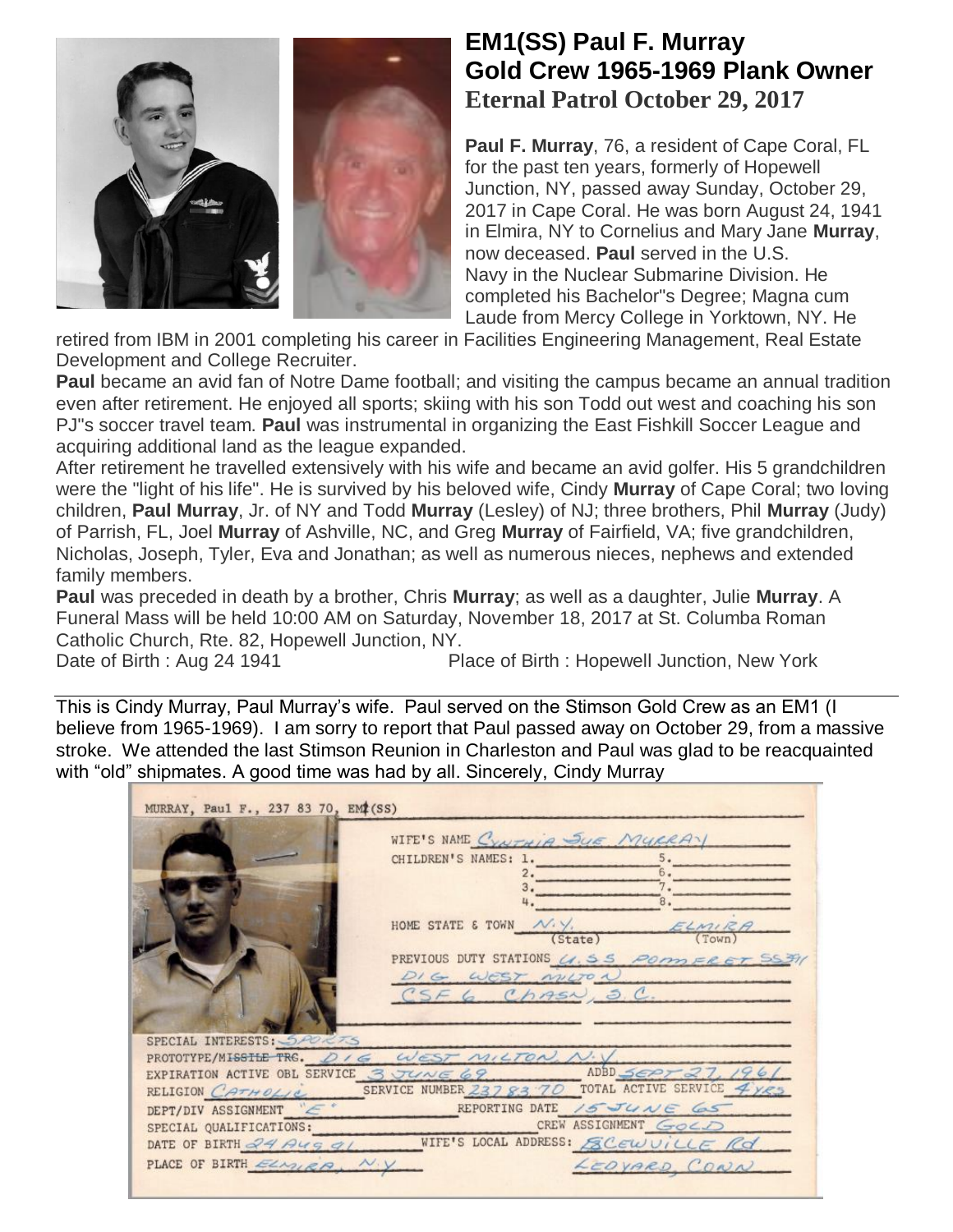# EM1(SS) Paul F. Murray
## Gold Crew 1965-1969 Plank Owner
### Eternal Patrol October 29, 2017

**Paul F. Murray**, 76, a resident of Cape Coral, FL for the past ten years, formerly of Hopewell Junction, NY, passed away Sunday, October 29, 2017 in Cape Coral. He was born August 24, 1941 in Elmira, NY to Cornelius and Mary Jane **Murray**, now deceased. **Paul** served in the U.S. Navy in the Nuclear Submarine Division. He completed his Bachelor"s Degree; Magna cum Laude from Mercy College in Yorktown, NY. He retired from IBM in 2001 completing his career in Facilities Engineering Management, Real Estate Development and College Recruiter.

**Paul** became an avid fan of Notre Dame football; and visiting the campus became an annual tradition even after retirement. He enjoyed all sports; skiing with his son Todd out west and coaching his son PJ"s soccer travel team. **Paul** was instrumental in organizing the East Fishkill Soccer League and acquiring additional land as the league expanded.

After retirement he travelled extensively with his wife and became an avid golfer. His 5 grandchildren were the "light of his life". He is survived by his beloved wife, Cindy **Murray** of Cape Coral; two loving children, **Paul Murray**, Jr. of NY and Todd **Murray** (Lesley) of NJ; three brothers, Phil **Murray** (Judy) of Parrish, FL, Joel **Murray** of Ashville, NC, and Greg **Murray** of Fairfield, VA; five grandchildren, Nicholas, Joseph, Tyler, Eva and Jonathan; as well as numerous nieces, nephews and extended family members.

**Paul** was preceded in death by a brother, Chris **Murray**; as well as a daughter, Julie **Murray**. A Funeral Mass will be held 10:00 AM on Saturday, November 18, 2017 at St. Columba Roman Catholic Church, Rte. 82, Hopewell Junction, NY.

Date of Birth : Aug 24 1941 Place of Birth : Hopewell Junction, New York

---

This is Cindy Murray, Paul Murray's wife. Paul served on the Stimson Gold Crew as an EM1 (I believe from 1965-1969). I am sorry to report that Paul passed away on October 29, from a massive stroke. We attended the last Stimson Reunion in Charleston and Paul was glad to be reacquainted with "old" shipmates. A good time was had by all. Sincerely, Cindy Murray

MURRAY, Paul F., 237 83 70, EM2(SS)

WIFE'S NAME: Cynthia Sue Murray

CHILDREN'S NAMES: 1. 2. 3. 4. 5. 6. 7. 8.

HOME STATE & TOWN: N.Y. (State) Elmira (Town)

PREVIOUS DUTY STATIONS: U.S.S. Pomfret SS391, DIG West Milton, CSF 6 Chasn, S.C.

SPECIAL INTERESTS: Sports

PROTOTYPE/MISSILE TRG.: DIG West Milton, N.Y.

EXPIRATION ACTIVE OBL SERVICE: 3 June 69 ADBD: Sept 27, 1961

RELIGION: Catholic SERVICE NUMBER: 237 83 70 TOTAL ACTIVE SERVICE: 4 yrs

DEPT/DIV ASSIGNMENT: "E" REPORTING DATE: 15 June 65

SPECIAL QUALIFICATIONS: CREW ASSIGNMENT: Gold

DATE OF BIRTH: 24 Aug 41 WIFE'S LOCAL ADDRESS: Baldwin Rd, Ledyard, Conn

PLACE OF BIRTH: Elmira, N.Y.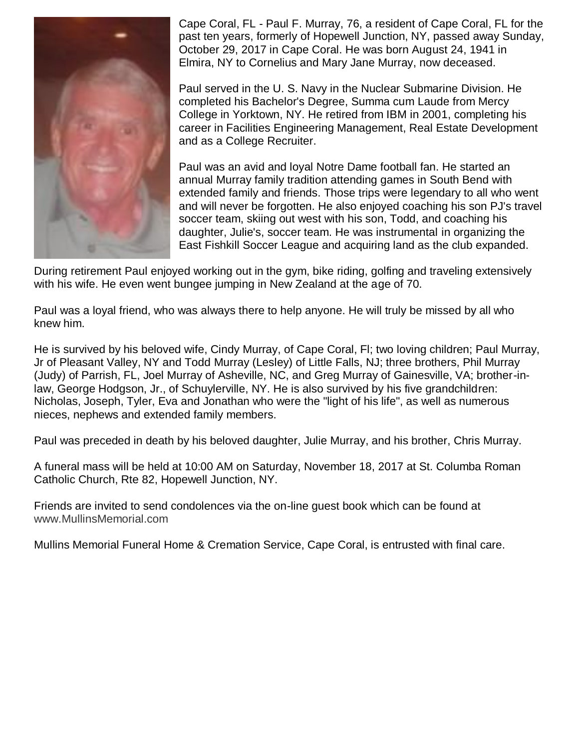Cape Coral, FL - Paul F. Murray, 76, a resident of Cape Coral, FL for the past ten years, formerly of Hopewell Junction, NY, passed away Sunday, October 29, 2017 in Cape Coral. He was born August 24, 1941 in Elmira, NY to Cornelius and Mary Jane Murray, now deceased.

Paul served in the U. S. Navy in the Nuclear Submarine Division. He completed his Bachelor's Degree, Summa cum Laude from Mercy College in Yorktown, NY. He retired from IBM in 2001, completing his career in Facilities Engineering Management, Real Estate Development and as a College Recruiter.

Paul was an avid and loyal Notre Dame football fan. He started an annual Murray family tradition attending games in South Bend with extended family and friends. Those trips were legendary to all who went and will never be forgotten. He also enjoyed coaching his son PJ's travel soccer team, skiing out west with his son, Todd, and coaching his daughter, Julie's, soccer team. He was instrumental in organizing the East Fishkill Soccer League and acquiring land as the club expanded.

During retirement Paul enjoyed working out in the gym, bike riding, golfing and traveling extensively with his wife. He even went bungee jumping in New Zealand at the age of 70.

Paul was a loyal friend, who was always there to help anyone. He will truly be missed by all who knew him.

He is survived by his beloved wife, Cindy Murray, of Cape Coral, Fl; two loving children; Paul Murray, Jr of Pleasant Valley, NY and Todd Murray (Lesley) of Little Falls, NJ; three brothers, Phil Murray (Judy) of Parrish, FL, Joel Murray of Asheville, NC, and Greg Murray of Gainesville, VA; brother-in-law, George Hodgson, Jr., of Schuylerville, NY. He is also survived by his five grandchildren: Nicholas, Joseph, Tyler, Eva and Jonathan who were the "light of his life", as well as numerous nieces, nephews and extended family members.

Paul was preceded in death by his beloved daughter, Julie Murray, and his brother, Chris Murray.

A funeral mass will be held at 10:00 AM on Saturday, November 18, 2017 at St. Columba Roman Catholic Church, Rte 82, Hopewell Junction, NY.

Friends are invited to send condolences via the on-line guest book which can be found at www.MullinsMemorial.com

Mullins Memorial Funeral Home & Cremation Service, Cape Coral, is entrusted with final care.